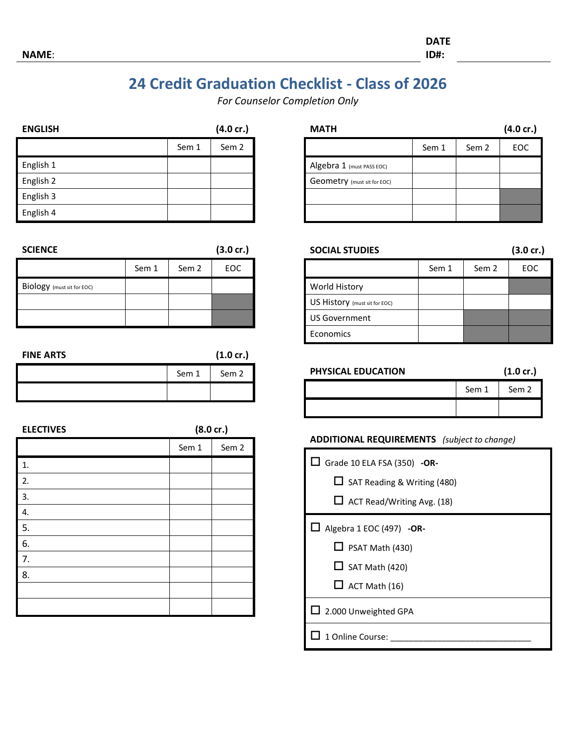**NAME**: 

**DATE ID#**: 

# 24 Credit Graduation Checklist - Class of 2026

*For Counselor Completion Only*

**ENGLISH (4.0 cr.)**

| | Sem 1 | Sem 2 |
|---|---|---|
| English 1 | | |
| English 2 | | |
| English 3 | | |
| English 4 | | |

**MATH (4.0 cr.)**

| | Sem 1 | Sem 2 | EOC |
|---|---|---|---|
| Algebra 1 (must PASS EOC) | | | |
| Geometry (must sit for EOC) | | | |
| | | | |
| | | | |

**SCIENCE (3.0 cr.)**

| | Sem 1 | Sem 2 | EOC |
|---|---|---|---|
| Biology (must sit for EOC) | | | |
| | | | |
| | | | |

**SOCIAL STUDIES (3.0 cr.)**

| | Sem 1 | Sem 2 | EOC |
|---|---|---|---|
| World History | | | |
| US History (must sit for EOC) | | | |
| US Government | | | |
| Economics | | | |

**FINE ARTS (1.0 cr.)**

| | Sem 1 | Sem 2 |
|---|---|---|
| | | |

**PHYSICAL EDUCATION (1.0 cr.)**

| | Sem 1 | Sem 2 |
|---|---|---|
| | | |

**ELECTIVES (8.0 cr.)**

| | Sem 1 | Sem 2 |
|---|---|---|
| 1. | | |
| 2. | | |
| 3. | | |
| 4. | | |
| 5. | | |
| 6. | | |
| 7. | | |
| 8. | | |
| | | |
| | | |

**ADDITIONAL REQUIREMENTS** *(subject to change)*

- ☐ Grade 10 ELA FSA (350) **-OR-**
  - ☐ SAT Reading & Writing (480)
  - ☐ ACT Read/Writing Avg. (18)
- ☐ Algebra 1 EOC (497) **-OR-**
  - ☐ PSAT Math (430)
  - ☐ SAT Math (420)
  - ☐ ACT Math (16)
- ☐ 2.000 Unweighted GPA
- ☐ 1 Online Course: ______________________________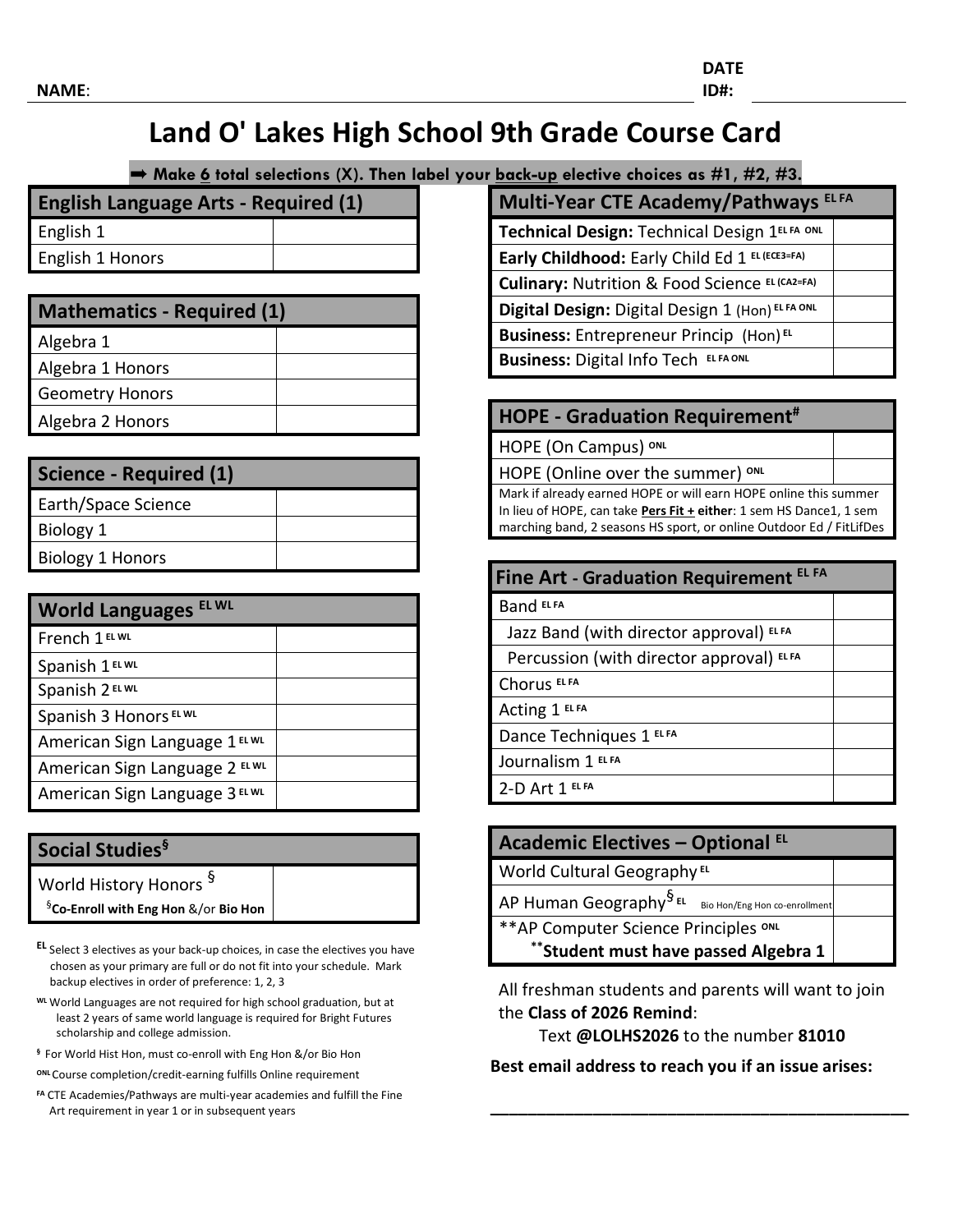**NAME**: **DATE** **ID#**:

# Land O' Lakes High School 9th Grade Course Card

➡ **Make 6 total selections (X). Then label your back-up elective choices as #1, #2, #3.**

| English Language Arts - Required (1) | |
|---|---|
| English 1 | |
| English 1 Honors | |

| Mathematics - Required (1) | |
|---|---|
| Algebra 1 | |
| Algebra 1 Honors | |
| Geometry Honors | |
| Algebra 2 Honors | |

| Science - Required (1) | |
|---|---|
| Earth/Space Science | |
| Biology 1 | |
| Biology 1 Honors | |

| World Languages EL WL | |
|---|---|
| French 1 EL WL | |
| Spanish 1 EL WL | |
| Spanish 2 EL WL | |
| Spanish 3 Honors EL WL | |
| American Sign Language 1 EL WL | |
| American Sign Language 2 EL WL | |
| American Sign Language 3 EL WL | |

| Social Studies§ | |
|---|---|
| World History Honors § §**Co-Enroll with Eng Hon** &/or **Bio Hon** | |

EL Select 3 electives as your back-up choices, in case the electives you have chosen as your primary are full or do not fit into your schedule. Mark backup electives in order of preference: 1, 2, 3

WL World Languages are not required for high school graduation, but at least 2 years of same world language is required for Bright Futures scholarship and college admission.

§ For World Hist Hon, must co-enroll with Eng Hon &/or Bio Hon

ONL Course completion/credit-earning fulfills Online requirement

FA CTE Academies/Pathways are multi-year academies and fulfill the Fine Art requirement in year 1 or in subsequent years

| Multi-Year CTE Academy/Pathways EL FA | |
|---|---|
| **Technical Design:** Technical Design 1 EL FA ONL | |
| **Early Childhood:** Early Child Ed 1 EL (ECE3=FA) | |
| **Culinary:** Nutrition & Food Science EL (CA2=FA) | |
| **Digital Design:** Digital Design 1 (Hon) EL FA ONL | |
| **Business:** Entrepreneur Princip (Hon) EL | |
| **Business:** Digital Info Tech EL FA ONL | |

| HOPE - Graduation Requirement# | |
|---|---|
| HOPE (On Campus) ONL | |
| HOPE (Online over the summer) ONL | |
| Mark if already earned HOPE or will earn HOPE online this summer In lieu of HOPE, can take **Pers Fit + either**: 1 sem HS Dance1, 1 sem marching band, 2 seasons HS sport, or online Outdoor Ed / FitLifDes | |

| Fine Art - Graduation Requirement EL FA | |
|---|---|
| Band EL FA | |
| Jazz Band (with director approval) EL FA | |
| Percussion (with director approval) EL FA | |
| Chorus EL FA | |
| Acting 1 EL FA | |
| Dance Techniques 1 EL FA | |
| Journalism 1 EL FA | |
| 2-D Art 1 EL FA | |

| Academic Electives – Optional EL | |
|---|---|
| World Cultural Geography EL | |
| AP Human Geography§ EL Bio Hon/Eng Hon co-enrollment | |
| **AP Computer Science Principles ONL **Student must have passed Algebra 1** | |

All freshman students and parents will want to join the **Class of 2026 Remind**:

Text **@LOLHS2026** to the number **81010**

**Best email address to reach you if an issue arises:**

_____________________________________________